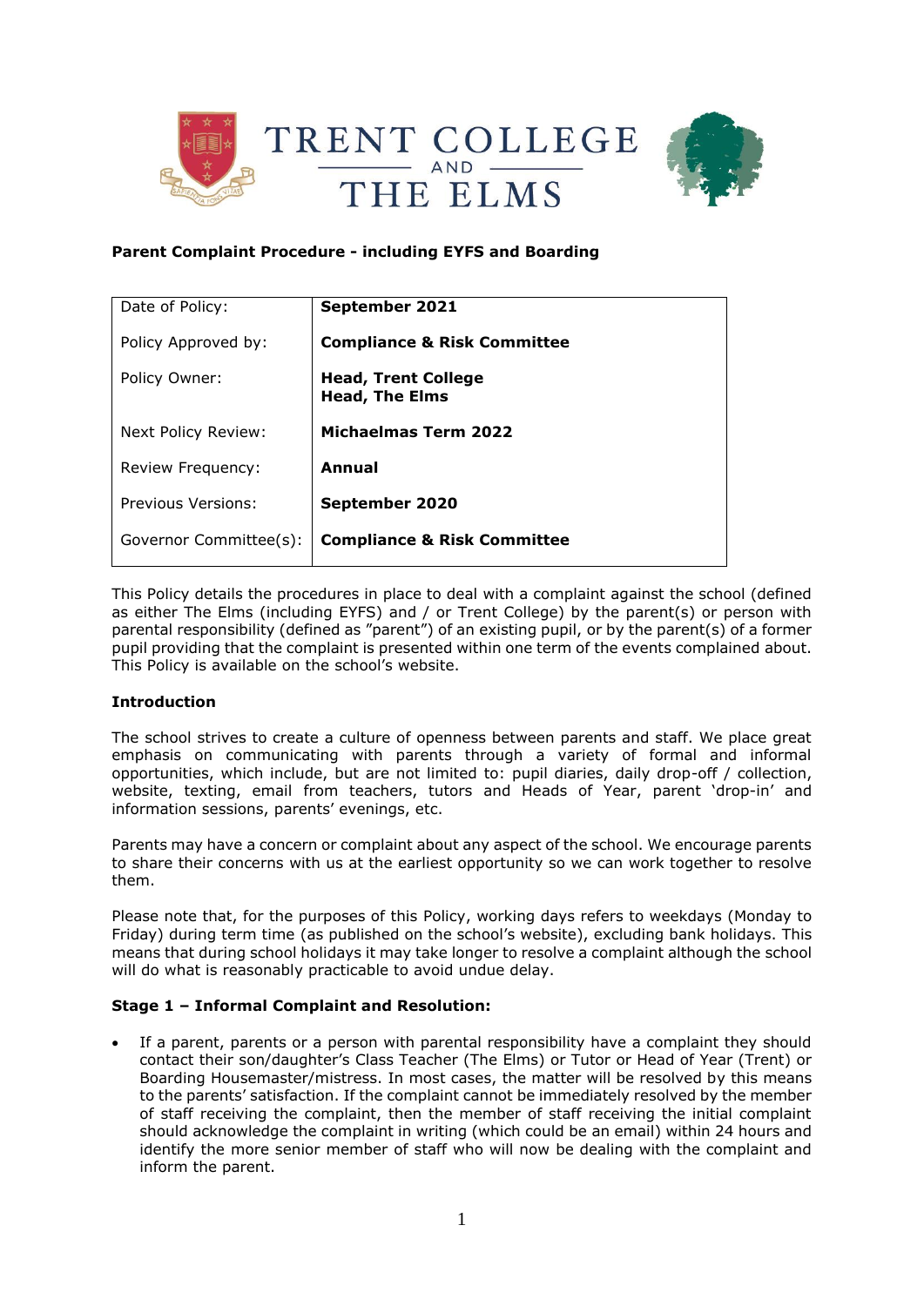# TRENT COLLEGE AND THE ELMS

**Parent Complaint Procedure - including EYFS and Boarding**

| Date of Policy: | **September 2021** |
|---|---|
| Policy Approved by: | **Compliance & Risk Committee** |
| Policy Owner: | **Head, Trent College**<br>**Head, The Elms** |
| Next Policy Review: | **Michaelmas Term 2022** |
| Review Frequency: | **Annual** |
| Previous Versions: | **September 2020** |
| Governor Committee(s): | **Compliance & Risk Committee** |

This Policy details the procedures in place to deal with a complaint against the school (defined as either The Elms (including EYFS) and / or Trent College) by the parent(s) or person with parental responsibility (defined as "parent") of an existing pupil, or by the parent(s) of a former pupil providing that the complaint is presented within one term of the events complained about. This Policy is available on the school's website.

**Introduction**

The school strives to create a culture of openness between parents and staff. We place great emphasis on communicating with parents through a variety of formal and informal opportunities, which include, but are not limited to: pupil diaries, daily drop-off / collection, website, texting, email from teachers, tutors and Heads of Year, parent 'drop-in' and information sessions, parents' evenings, etc.

Parents may have a concern or complaint about any aspect of the school. We encourage parents to share their concerns with us at the earliest opportunity so we can work together to resolve them.

Please note that, for the purposes of this Policy, working days refers to weekdays (Monday to Friday) during term time (as published on the school's website), excluding bank holidays. This means that during school holidays it may take longer to resolve a complaint although the school will do what is reasonably practicable to avoid undue delay.

**Stage 1 – Informal Complaint and Resolution:**

- If a parent, parents or a person with parental responsibility have a complaint they should contact their son/daughter's Class Teacher (The Elms) or Tutor or Head of Year (Trent) or Boarding Housemaster/mistress. In most cases, the matter will be resolved by this means to the parents' satisfaction. If the complaint cannot be immediately resolved by the member of staff receiving the complaint, then the member of staff receiving the initial complaint should acknowledge the complaint in writing (which could be an email) within 24 hours and identify the more senior member of staff who will now be dealing with the complaint and inform the parent.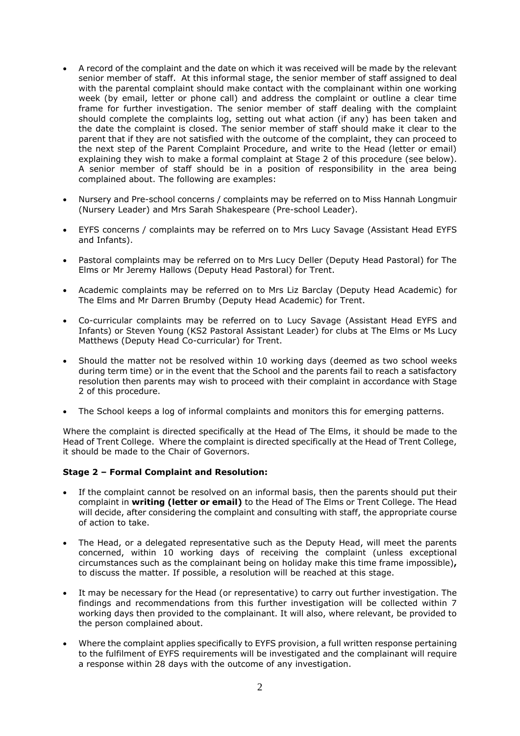- A record of the complaint and the date on which it was received will be made by the relevant senior member of staff. At this informal stage, the senior member of staff assigned to deal with the parental complaint should make contact with the complainant within one working week (by email, letter or phone call) and address the complaint or outline a clear time frame for further investigation. The senior member of staff dealing with the complaint should complete the complaints log, setting out what action (if any) has been taken and the date the complaint is closed. The senior member of staff should make it clear to the parent that if they are not satisfied with the outcome of the complaint, they can proceed to the next step of the Parent Complaint Procedure, and write to the Head (letter or email) explaining they wish to make a formal complaint at Stage 2 of this procedure (see below). A senior member of staff should be in a position of responsibility in the area being complained about. The following are examples:

- Nursery and Pre-school concerns / complaints may be referred on to Miss Hannah Longmuir (Nursery Leader) and Mrs Sarah Shakespeare (Pre-school Leader).

- EYFS concerns / complaints may be referred on to Mrs Lucy Savage (Assistant Head EYFS and Infants).

- Pastoral complaints may be referred on to Mrs Lucy Deller (Deputy Head Pastoral) for The Elms or Mr Jeremy Hallows (Deputy Head Pastoral) for Trent.

- Academic complaints may be referred on to Mrs Liz Barclay (Deputy Head Academic) for The Elms and Mr Darren Brumby (Deputy Head Academic) for Trent.

- Co-curricular complaints may be referred on to Lucy Savage (Assistant Head EYFS and Infants) or Steven Young (KS2 Pastoral Assistant Leader) for clubs at The Elms or Ms Lucy Matthews (Deputy Head Co-curricular) for Trent.

- Should the matter not be resolved within 10 working days (deemed as two school weeks during term time) or in the event that the School and the parents fail to reach a satisfactory resolution then parents may wish to proceed with their complaint in accordance with Stage 2 of this procedure.

- The School keeps a log of informal complaints and monitors this for emerging patterns.

Where the complaint is directed specifically at the Head of The Elms, it should be made to the Head of Trent College. Where the complaint is directed specifically at the Head of Trent College, it should be made to the Chair of Governors.

**Stage 2 – Formal Complaint and Resolution:**

- If the complaint cannot be resolved on an informal basis, then the parents should put their complaint in **writing (letter or email)** to the Head of The Elms or Trent College. The Head will decide, after considering the complaint and consulting with staff, the appropriate course of action to take.

- The Head, or a delegated representative such as the Deputy Head, will meet the parents concerned, within 10 working days of receiving the complaint (unless exceptional circumstances such as the complainant being on holiday make this time frame impossible)**,** to discuss the matter. If possible, a resolution will be reached at this stage.

- It may be necessary for the Head (or representative) to carry out further investigation. The findings and recommendations from this further investigation will be collected within 7 working days then provided to the complainant. It will also, where relevant, be provided to the person complained about.

- Where the complaint applies specifically to EYFS provision, a full written response pertaining to the fulfilment of EYFS requirements will be investigated and the complainant will require a response within 28 days with the outcome of any investigation.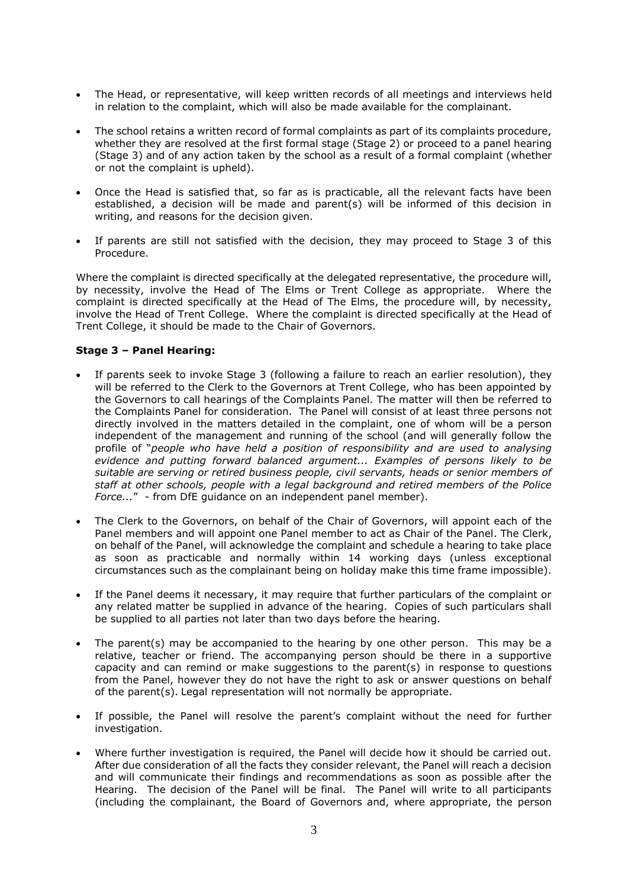- The Head, or representative, will keep written records of all meetings and interviews held in relation to the complaint, which will also be made available for the complainant.

- The school retains a written record of formal complaints as part of its complaints procedure, whether they are resolved at the first formal stage (Stage 2) or proceed to a panel hearing (Stage 3) and of any action taken by the school as a result of a formal complaint (whether or not the complaint is upheld).

- Once the Head is satisfied that, so far as is practicable, all the relevant facts have been established, a decision will be made and parent(s) will be informed of this decision in writing, and reasons for the decision given.

- If parents are still not satisfied with the decision, they may proceed to Stage 3 of this Procedure.

Where the complaint is directed specifically at the delegated representative, the procedure will, by necessity, involve the Head of The Elms or Trent College as appropriate. Where the complaint is directed specifically at the Head of The Elms, the procedure will, by necessity, involve the Head of Trent College. Where the complaint is directed specifically at the Head of Trent College, it should be made to the Chair of Governors.

**Stage 3 – Panel Hearing:**

- If parents seek to invoke Stage 3 (following a failure to reach an earlier resolution), they will be referred to the Clerk to the Governors at Trent College, who has been appointed by the Governors to call hearings of the Complaints Panel. The matter will then be referred to the Complaints Panel for consideration. The Panel will consist of at least three persons not directly involved in the matters detailed in the complaint, one of whom will be a person independent of the management and running of the school (and will generally follow the profile of "*people who have held a position of responsibility and are used to analysing evidence and putting forward balanced argument... Examples of persons likely to be suitable are serving or retired business people, civil servants, heads or senior members of staff at other schools, people with a legal background and retired members of the Police Force...*" - from DfE guidance on an independent panel member).

- The Clerk to the Governors, on behalf of the Chair of Governors, will appoint each of the Panel members and will appoint one Panel member to act as Chair of the Panel. The Clerk, on behalf of the Panel, will acknowledge the complaint and schedule a hearing to take place as soon as practicable and normally within 14 working days (unless exceptional circumstances such as the complainant being on holiday make this time frame impossible).

- If the Panel deems it necessary, it may require that further particulars of the complaint or any related matter be supplied in advance of the hearing. Copies of such particulars shall be supplied to all parties not later than two days before the hearing.

- The parent(s) may be accompanied to the hearing by one other person. This may be a relative, teacher or friend. The accompanying person should be there in a supportive capacity and can remind or make suggestions to the parent(s) in response to questions from the Panel, however they do not have the right to ask or answer questions on behalf of the parent(s). Legal representation will not normally be appropriate.

- If possible, the Panel will resolve the parent's complaint without the need for further investigation.

- Where further investigation is required, the Panel will decide how it should be carried out. After due consideration of all the facts they consider relevant, the Panel will reach a decision and will communicate their findings and recommendations as soon as possible after the Hearing. The decision of the Panel will be final. The Panel will write to all participants (including the complainant, the Board of Governors and, where appropriate, the person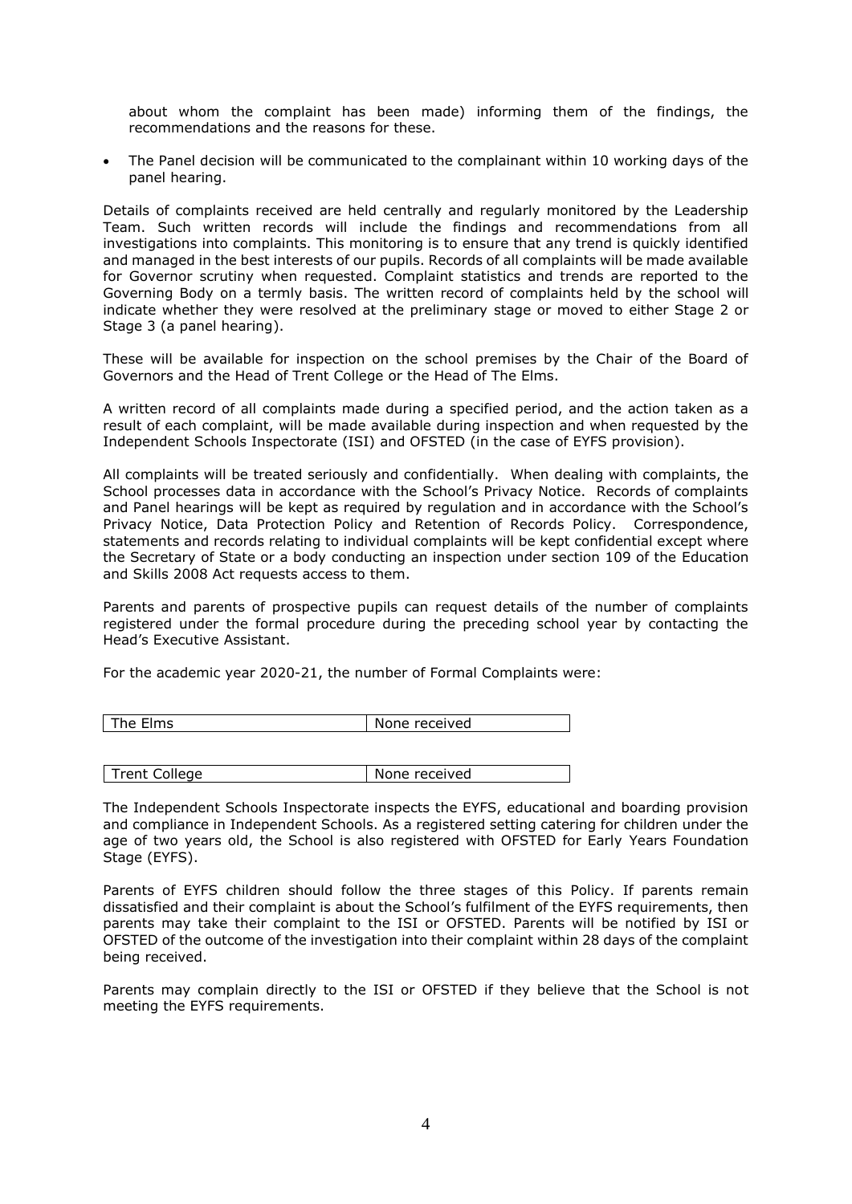about whom the complaint has been made) informing them of the findings, the recommendations and the reasons for these.

- The Panel decision will be communicated to the complainant within 10 working days of the panel hearing.

Details of complaints received are held centrally and regularly monitored by the Leadership Team. Such written records will include the findings and recommendations from all investigations into complaints. This monitoring is to ensure that any trend is quickly identified and managed in the best interests of our pupils. Records of all complaints will be made available for Governor scrutiny when requested. Complaint statistics and trends are reported to the Governing Body on a termly basis. The written record of complaints held by the school will indicate whether they were resolved at the preliminary stage or moved to either Stage 2 or Stage 3 (a panel hearing).

These will be available for inspection on the school premises by the Chair of the Board of Governors and the Head of Trent College or the Head of The Elms.

A written record of all complaints made during a specified period, and the action taken as a result of each complaint, will be made available during inspection and when requested by the Independent Schools Inspectorate (ISI) and OFSTED (in the case of EYFS provision).

All complaints will be treated seriously and confidentially. When dealing with complaints, the School processes data in accordance with the School's Privacy Notice. Records of complaints and Panel hearings will be kept as required by regulation and in accordance with the School's Privacy Notice, Data Protection Policy and Retention of Records Policy. Correspondence, statements and records relating to individual complaints will be kept confidential except where the Secretary of State or a body conducting an inspection under section 109 of the Education and Skills 2008 Act requests access to them.

Parents and parents of prospective pupils can request details of the number of complaints registered under the formal procedure during the preceding school year by contacting the Head's Executive Assistant.

For the academic year 2020-21, the number of Formal Complaints were:

| The Elms | None received |
|---|---|

| Trent College | None received |
|---|---|

The Independent Schools Inspectorate inspects the EYFS, educational and boarding provision and compliance in Independent Schools. As a registered setting catering for children under the age of two years old, the School is also registered with OFSTED for Early Years Foundation Stage (EYFS).

Parents of EYFS children should follow the three stages of this Policy. If parents remain dissatisfied and their complaint is about the School's fulfilment of the EYFS requirements, then parents may take their complaint to the ISI or OFSTED. Parents will be notified by ISI or OFSTED of the outcome of the investigation into their complaint within 28 days of the complaint being received.

Parents may complain directly to the ISI or OFSTED if they believe that the School is not meeting the EYFS requirements.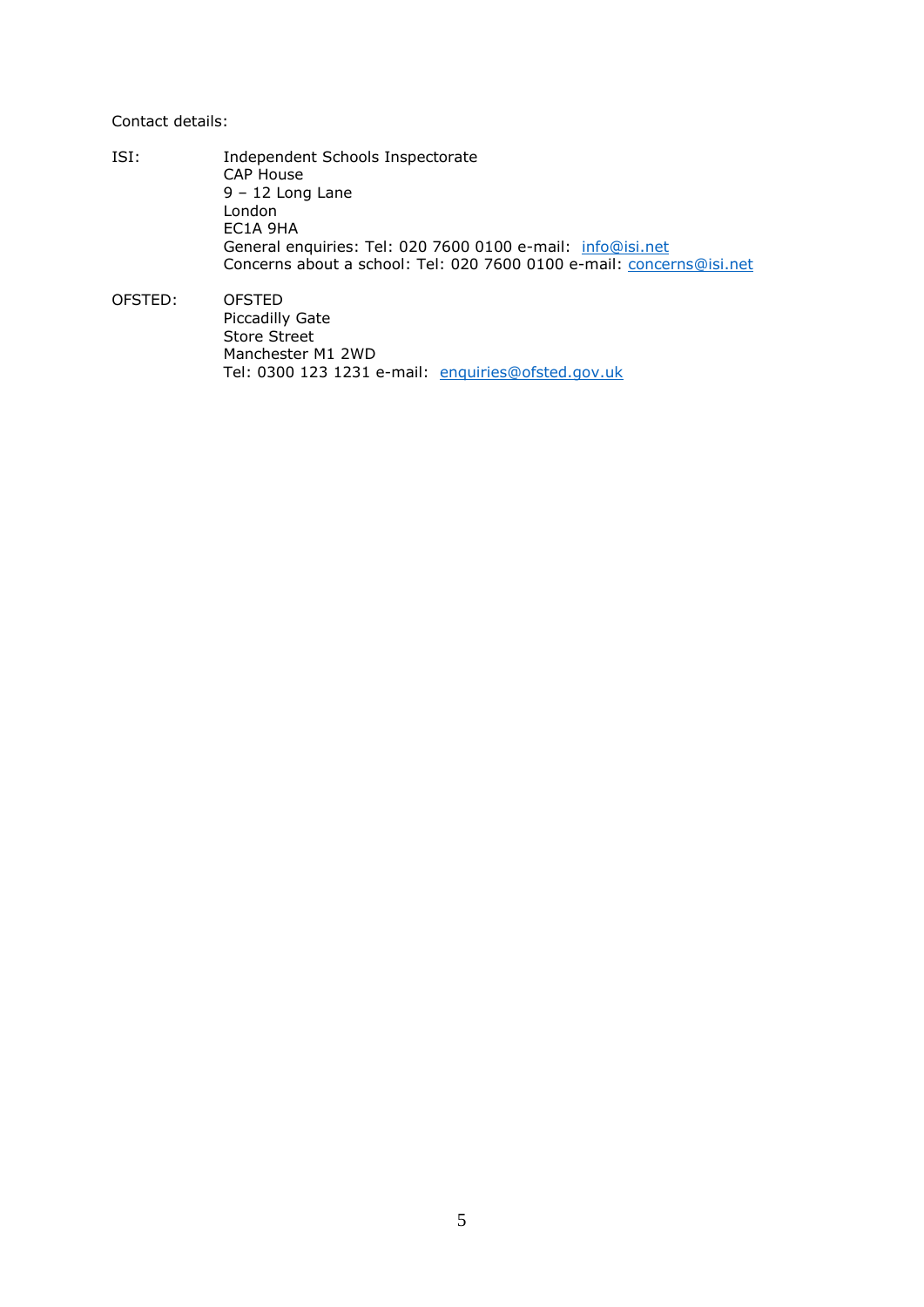Contact details:

ISI: Independent Schools Inspectorate
CAP House
9 – 12 Long Lane
London
EC1A 9HA
General enquiries: Tel: 020 7600 0100 e-mail: info@isi.net
Concerns about a school: Tel: 020 7600 0100 e-mail: concerns@isi.net

OFSTED: OFSTED
Piccadilly Gate
Store Street
Manchester M1 2WD
Tel: 0300 123 1231 e-mail: enquiries@ofsted.gov.uk